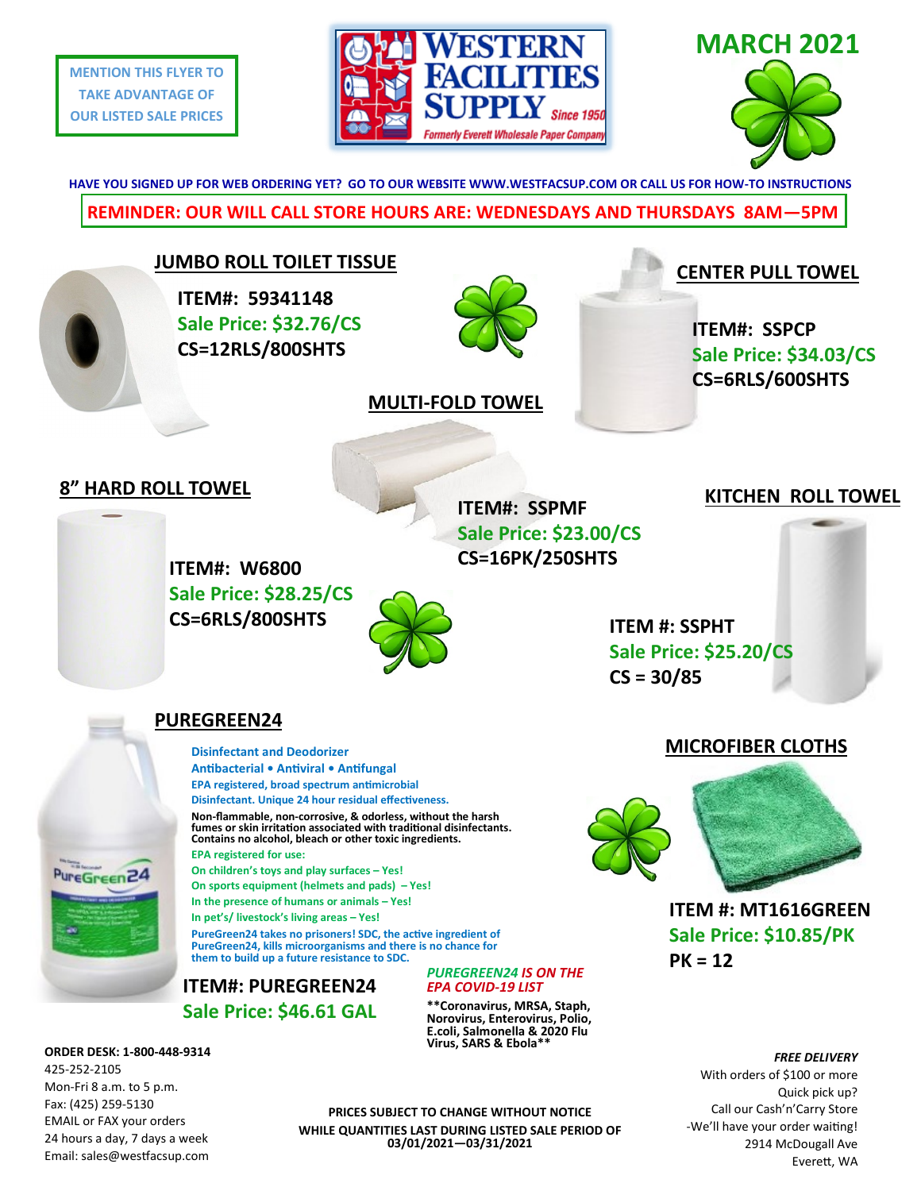MENTION THIS FLYER TO TAKE ADVANTAGE OF OUR LISTED SALE PRICES

# WESTERN FACILITIES SUPPLY

Since 1950

*Formerly Everett Wholesale Paper Company*

# MARCH 2021

**HAVE YOU SIGNED UP FOR WEB ORDERING YET? GO TO OUR WEBSITE WWW.WESTFACSUP.COM OR CALL US FOR HOW-TO INSTRUCTIONS**

**REMINDER: OUR WILL CALL STORE HOURS ARE: WEDNESDAYS AND THURSDAYS 8AM—5PM**

## JUMBO ROLL TOILET TISSUE

**ITEM#: 59341148**
**Sale Price: $32.76/CS**
**CS=12RLS/800SHTS**

## CENTER PULL TOWEL

**ITEM#: SSPCP**
**Sale Price: $34.03/CS**
**CS=6RLS/600SHTS**

## MULTI-FOLD TOWEL

**ITEM#: SSPMF**
**Sale Price: $23.00/CS**
**CS=16PK/250SHTS**

## 8" HARD ROLL TOWEL

**ITEM#: W6800**
**Sale Price: $28.25/CS**
**CS=6RLS/800SHTS**

## KITCHEN ROLL TOWEL

**ITEM #: SSPHT**
**Sale Price: $25.20/CS**
**CS = 30/85**

## PUREGREEN24

**Disinfectant and Deodorizer**
**Antibacterial • Antiviral • Antifungal**
**EPA registered, broad spectrum antimicrobial**
**Disinfectant. Unique 24 hour residual effectiveness.**

**Non-flammable, non-corrosive, & odorless, without the harsh fumes or skin irritation associated with traditional disinfectants. Contains no alcohol, bleach or other toxic ingredients.**

**EPA registered for use:**
**On children's toys and play surfaces – Yes!**
**On sports equipment (helmets and pads) – Yes!**
**In the presence of humans or animals – Yes!**
**In pet's/ livestock's living areas – Yes!**

**PureGreen24 takes no prisoners! SDC, the active ingredient of PureGreen24, kills microorganisms and there is no chance for them to build up a future resistance to SDC.**

**ITEM#: PUREGREEN24**
**Sale Price: $46.61 GAL**

***PUREGREEN24 IS ON THE EPA COVID-19 LIST***

**\*\*Coronavirus, MRSA, Staph, Norovirus, Enterovirus, Polio, E.coli, Salmonella & 2020 Flu Virus, SARS & Ebola\*\***

## MICROFIBER CLOTHS

**ITEM #: MT1616GREEN**
**Sale Price: $10.85/PK**
**PK = 12**

**ORDER DESK: 1-800-448-9314**
425-252-2105
Mon-Fri 8 a.m. to 5 p.m.
Fax: (425) 259-5130
EMAIL or FAX your orders
24 hours a day, 7 days a week
Email: sales@westfacsup.com

**PRICES SUBJECT TO CHANGE WITHOUT NOTICE**
**WHILE QUANTITIES LAST DURING LISTED SALE PERIOD OF 03/01/2021—03/31/2021**

***FREE DELIVERY***
With orders of $100 or more
Quick pick up?
Call our Cash'n'Carry Store
-We'll have your order waiting!
2914 McDougall Ave
Everett, WA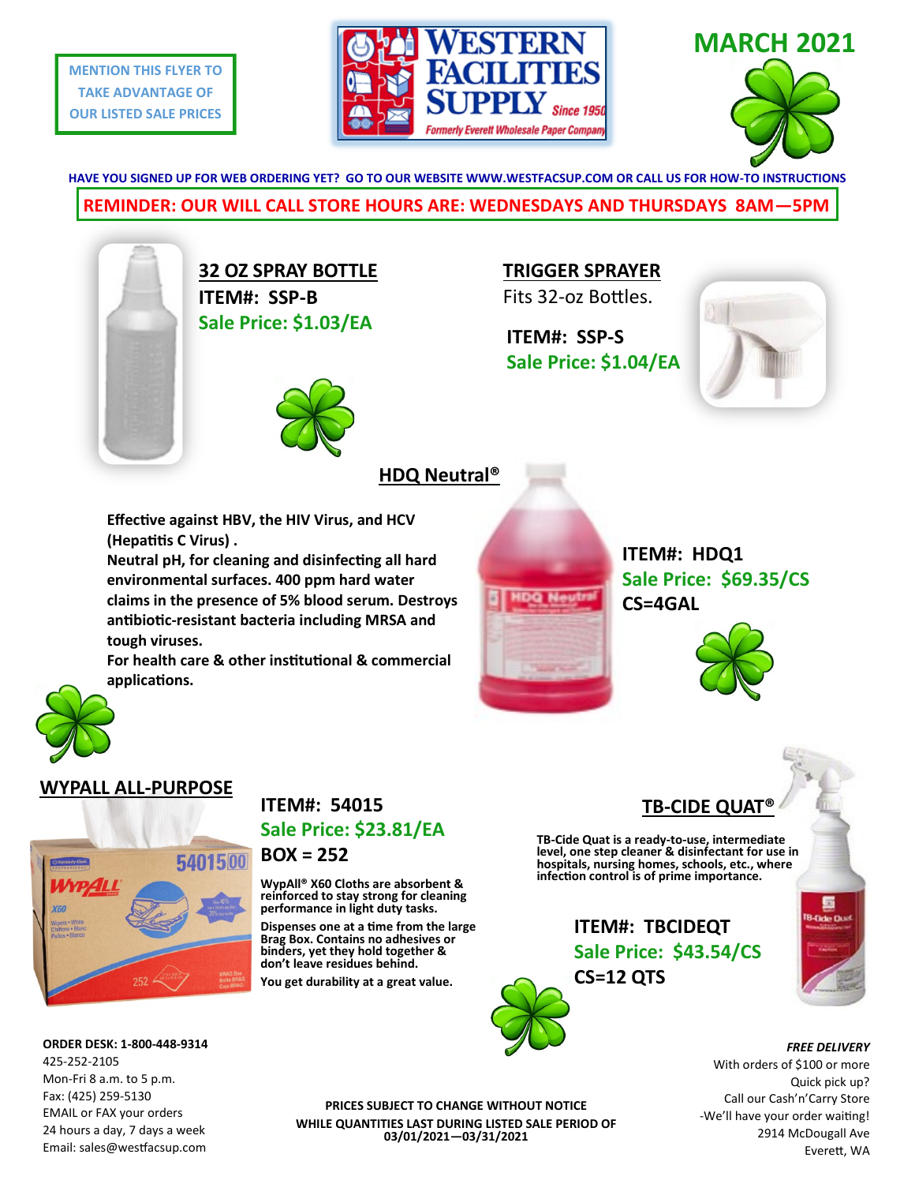MENTION THIS FLYER TO TAKE ADVANTAGE OF OUR LISTED SALE PRICES

# WESTERN FACILITIES SUPPLY

Since 1950

Formerly Everett Wholesale Paper Company

## MARCH 2021

HAVE YOU SIGNED UP FOR WEB ORDERING YET? GO TO OUR WEBSITE WWW.WESTFACSUP.COM OR CALL US FOR HOW-TO INSTRUCTIONS

**REMINDER: OUR WILL CALL STORE HOURS ARE: WEDNESDAYS AND THURSDAYS 8AM—5PM**

### 32 OZ SPRAY BOTTLE

**ITEM#: SSP-B**

**Sale Price: $1.03/EA**

### TRIGGER SPRAYER

Fits 32-oz Bottles.

**ITEM#: SSP-S**

**Sale Price: $1.04/EA**

### HDQ Neutral®

**Effective against HBV, the HIV Virus, and HCV (Hepatitis C Virus) .**

**Neutral pH, for cleaning and disinfecting all hard environmental surfaces. 400 ppm hard water claims in the presence of 5% blood serum. Destroys antibiotic-resistant bacteria including MRSA and tough viruses.**

**For health care & other institutional & commercial applications.**

**ITEM#: HDQ1**

**Sale Price: $69.35/CS**

**CS=4GAL**

### WYPALL ALL-PURPOSE

**ITEM#: 54015**

**Sale Price: $23.81/EA**

**BOX = 252**

**WypAll® X60 Cloths are absorbent & reinforced to stay strong for cleaning performance in light duty tasks.**

**Dispenses one at a time from the large Brag Box. Contains no adhesives or binders, yet they hold together & don't leave residues behind.**

**You get durability at a great value.**

### TB-CIDE QUAT®

**TB-Cide Quat is a ready-to-use, intermediate level, one step cleaner & disinfectant for use in hospitals, nursing homes, schools, etc., where infection control is of prime importance.**

**ITEM#: TBCIDEQT**

**Sale Price: $43.54/CS**

**CS=12 QTS**

**ORDER DESK: 1-800-448-9314**
425-252-2105
Mon-Fri 8 a.m. to 5 p.m.
Fax: (425) 259-5130
EMAIL or FAX your orders
24 hours a day, 7 days a week
Email: sales@westfacsup.com

**PRICES SUBJECT TO CHANGE WITHOUT NOTICE**
**WHILE QUANTITIES LAST DURING LISTED SALE PERIOD OF 03/01/2021—03/31/2021**

***FREE DELIVERY***
With orders of $100 or more
Quick pick up?
Call our Cash'n'Carry Store
-We'll have your order waiting!
2914 McDougall Ave
Everett, WA